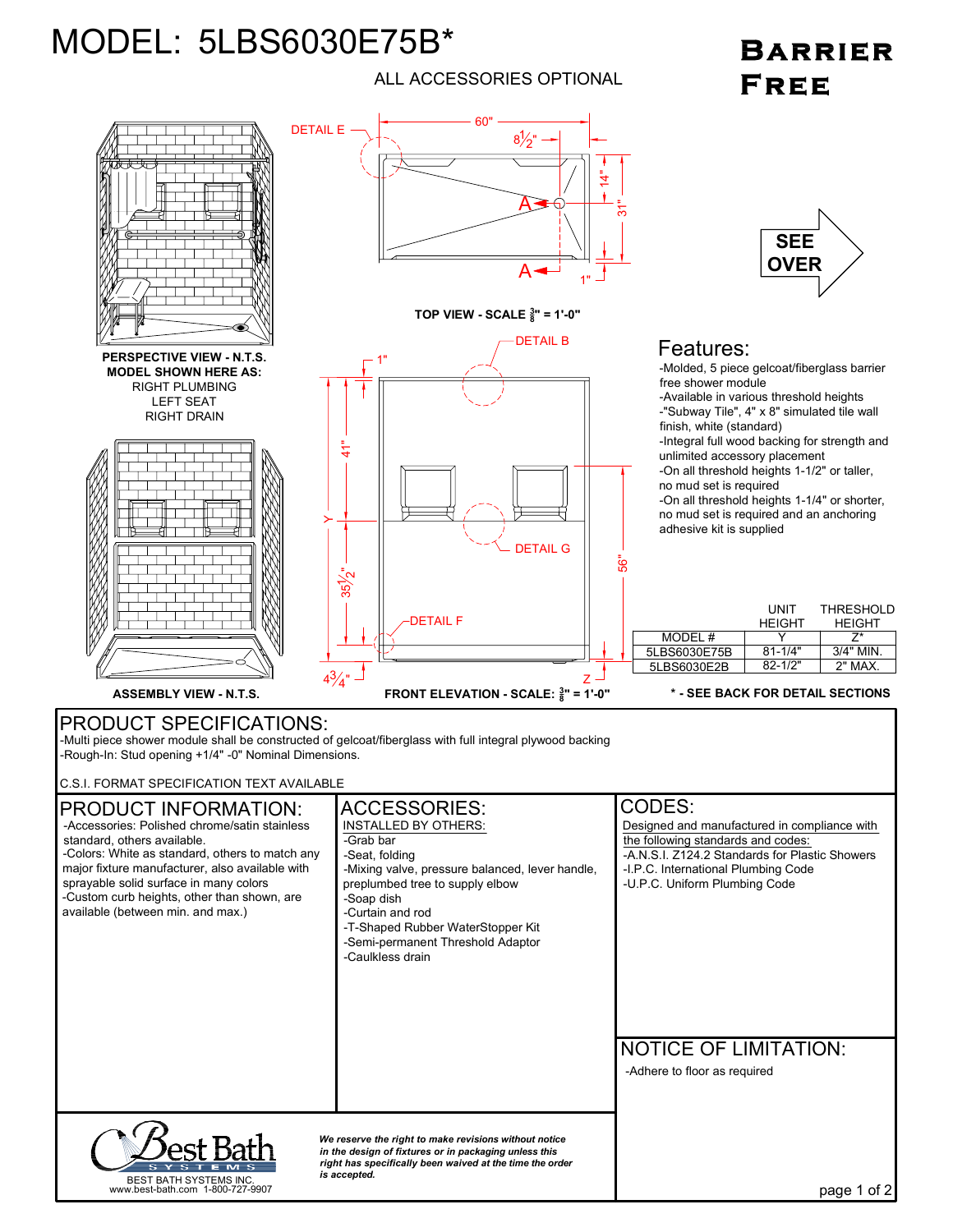# MODEL: 5LBS6030E75B*

ALL ACCESSORIES OPTIONAL

**BARRIER FREE**

DETAIL E

60"

$8\frac{1}{2}$"

14"

31"

A

A

1"

**TOP VIEW - SCALE $\frac{3}{8}$" = 1'-0"**

SEE OVER

**PERSPECTIVE VIEW - N.T.S.**

**MODEL SHOWN HERE AS:**

RIGHT PLUMBING
LEFT SEAT
RIGHT DRAIN

DETAIL B

1"

41"

Y

$35\frac{1}{2}$"

DETAIL G

56"

DETAIL F

$4\frac{3}{4}$"

Z

**ASSEMBLY VIEW - N.T.S.**

**FRONT ELEVATION - SCALE: $\frac{3}{8}$" = 1'-0"**

## Features:

- -Molded, 5 piece gelcoat/fiberglass barrier free shower module
- -Available in various threshold heights
- -"Subway Tile", 4" x 8" simulated tile wall finish, white (standard)
- -Integral full wood backing for strength and unlimited accessory placement
- -On all threshold heights 1-1/2" or taller, no mud set is required
- -On all threshold heights 1-1/4" or shorter, no mud set is required and an anchoring adhesive kit is supplied

| | UNIT HEIGHT | THRESHOLD HEIGHT |
|---|---|---|
| MODEL # | Y | Z* |
| 5LBS6030E75B | 81-1/4" | 3/4" MIN. |
| 5LBS6030E2B | 82-1/2" | 2" MAX. |

**\* - SEE BACK FOR DETAIL SECTIONS**

## PRODUCT SPECIFICATIONS:

-Multi piece shower module shall be constructed of gelcoat/fiberglass with full integral plywood backing
-Rough-In: Stud opening +1/4" -0" Nominal Dimensions.

C.S.I. FORMAT SPECIFICATION TEXT AVAILABLE

## PRODUCT INFORMATION:

- -Accessories: Polished chrome/satin stainless standard, others available.
- -Colors: White as standard, others to match any major fixture manufacturer, also available with sprayable solid surface in many colors
- -Custom curb heights, other than shown, are available (between min. and max.)

## ACCESSORIES:

INSTALLED BY OTHERS:

- -Grab bar
- -Seat, folding
- -Mixing valve, pressure balanced, lever handle, preplumbed tree to supply elbow
- -Soap dish
- -Curtain and rod
- -T-Shaped Rubber WaterStopper Kit
- -Semi-permanent Threshold Adaptor
- -Caulkless drain

## CODES:

Designed and manufactured in compliance with the following standards and codes:

- -A.N.S.I. Z124.2 Standards for Plastic Showers
- -I.P.C. International Plumbing Code
- -U.P.C. Uniform Plumbing Code

## NOTICE OF LIMITATION:

-Adhere to floor as required

Best Bath SYSTEMS
BEST BATH SYSTEMS INC.
www.best-bath.com 1-800-727-9907

*We reserve the right to make revisions without notice in the design of fixtures or in packaging unless this right has specifically been waived at the time the order is accepted.*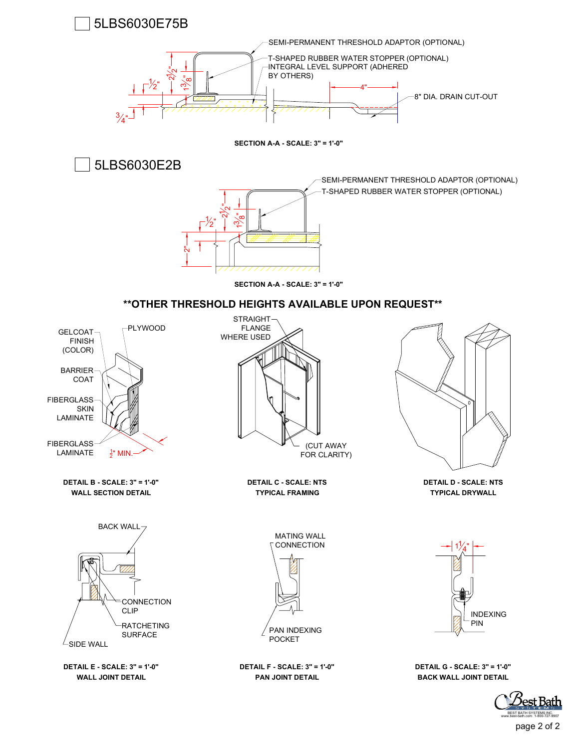☐ 5LBS6030E75B

SEMI-PERMANENT THRESHOLD ADAPTOR (OPTIONAL)

T-SHAPED RUBBER WATER STOPPER (OPTIONAL)

INTEGRAL LEVEL SUPPORT (ADHERED BY OTHERS)

8" DIA. DRAIN CUT-OUT

2½"

1⅜"

½"

¾"

4"

**SECTION A-A - SCALE: 3" = 1'-0"**

☐ 5LBS6030E2B

SEMI-PERMANENT THRESHOLD ADAPTOR (OPTIONAL)

T-SHAPED RUBBER WATER STOPPER (OPTIONAL)

2½"

1⅜"

½"

2"

**SECTION A-A - SCALE: 3" = 1'-0"**

## **OTHER THRESHOLD HEIGHTS AVAILABLE UPON REQUEST**

GELCOAT FINISH (COLOR)

PLYWOOD

BARRIER COAT

FIBERGLASS SKIN LAMINATE

FIBERGLASS LAMINATE

½" MIN.

**DETAIL B - SCALE: 3" = 1'-0"**
**WALL SECTION DETAIL**

STRAIGHT FLANGE WHERE USED

(CUT AWAY FOR CLARITY)

**DETAIL C - SCALE: NTS**
**TYPICAL FRAMING**

**DETAIL D - SCALE: NTS**
**TYPICAL DRYWALL**

BACK WALL

CONNECTION CLIP

RATCHETING SURFACE

SIDE WALL

**DETAIL E - SCALE: 3" = 1'-0"**
**WALL JOINT DETAIL**

MATING WALL CONNECTION

PAN INDEXING POCKET

**DETAIL F - SCALE: 3" = 1'-0"**
**PAN JOINT DETAIL**

1¼"

INDEXING PIN

**DETAIL G - SCALE: 3" = 1'-0"**
**BACK WALL JOINT DETAIL**

Best Bath SYSTEMS
BEST BATH SYSTEMS INC.
www.best-bath.com 1-800-727-9907